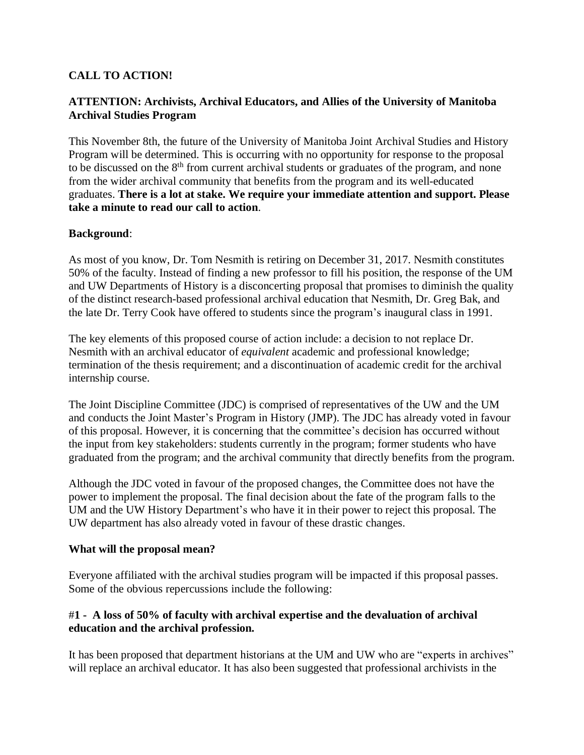**CALL TO ACTION!**

**ATTENTION: Archivists, Archival Educators, and Allies of the University of Manitoba Archival Studies Program**

This November 8th, the future of the University of Manitoba Joint Archival Studies and History Program will be determined. This is occurring with no opportunity for response to the proposal to be discussed on the 8th from current archival students or graduates of the program, and none from the wider archival community that benefits from the program and its well-educated graduates. **There is a lot at stake. We require your immediate attention and support. Please take a minute to read our call to action**.

**Background**:

As most of you know, Dr. Tom Nesmith is retiring on December 31, 2017. Nesmith constitutes 50% of the faculty. Instead of finding a new professor to fill his position, the response of the UM and UW Departments of History is a disconcerting proposal that promises to diminish the quality of the distinct research-based professional archival education that Nesmith, Dr. Greg Bak, and the late Dr. Terry Cook have offered to students since the program's inaugural class in 1991.

The key elements of this proposed course of action include: a decision to not replace Dr. Nesmith with an archival educator of *equivalent* academic and professional knowledge; termination of the thesis requirement; and a discontinuation of academic credit for the archival internship course.

The Joint Discipline Committee (JDC) is comprised of representatives of the UW and the UM and conducts the Joint Master's Program in History (JMP). The JDC has already voted in favour of this proposal. However, it is concerning that the committee's decision has occurred without the input from key stakeholders: students currently in the program; former students who have graduated from the program; and the archival community that directly benefits from the program.

Although the JDC voted in favour of the proposed changes, the Committee does not have the power to implement the proposal. The final decision about the fate of the program falls to the UM and the UW History Department's who have it in their power to reject this proposal. The UW department has also already voted in favour of these drastic changes.

**What will the proposal mean?**

Everyone affiliated with the archival studies program will be impacted if this proposal passes. Some of the obvious repercussions include the following:

**#1 - A loss of 50% of faculty with archival expertise and the devaluation of archival education and the archival profession.**

It has been proposed that department historians at the UM and UW who are "experts in archives" will replace an archival educator. It has also been suggested that professional archivists in the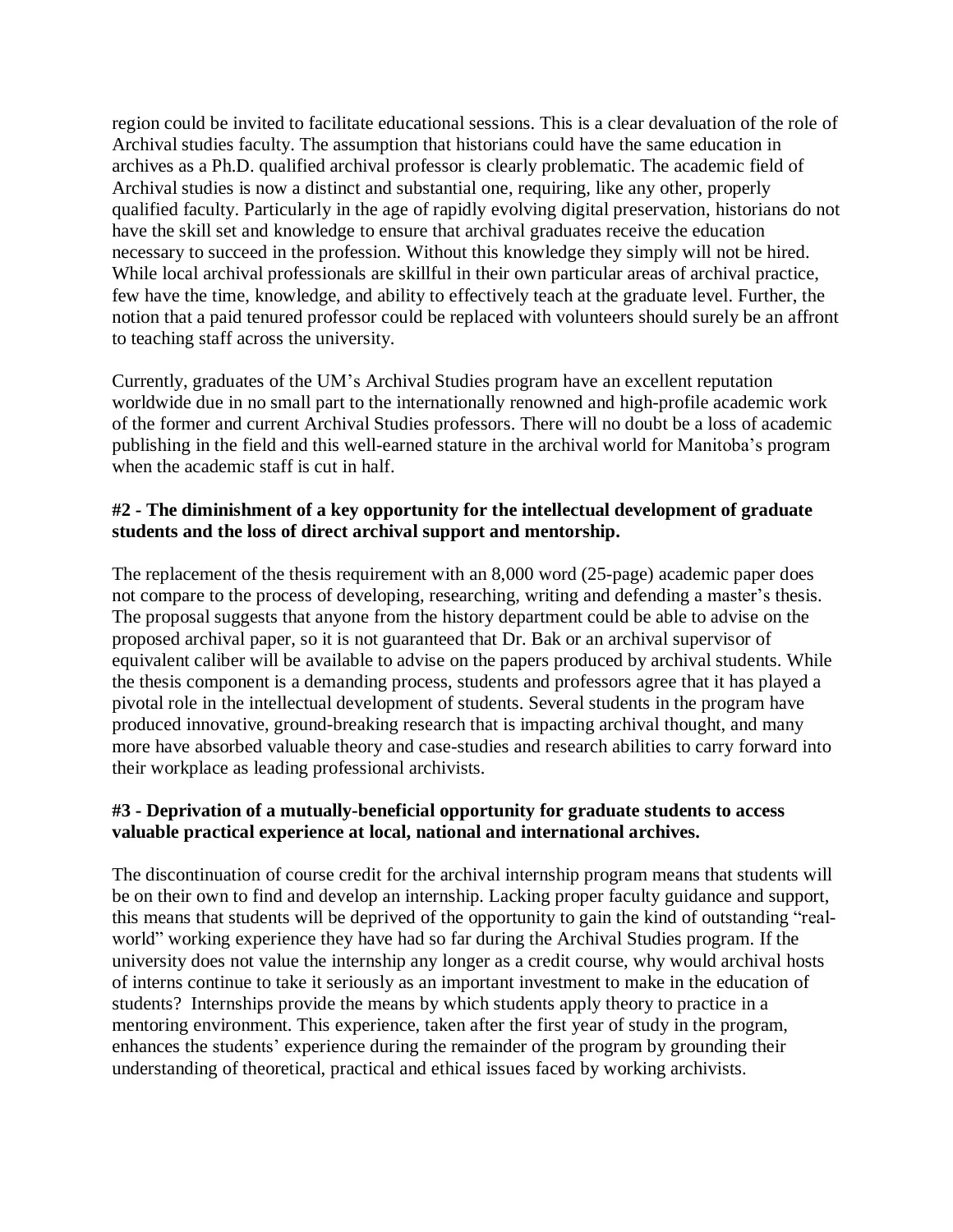region could be invited to facilitate educational sessions. This is a clear devaluation of the role of Archival studies faculty. The assumption that historians could have the same education in archives as a Ph.D. qualified archival professor is clearly problematic. The academic field of Archival studies is now a distinct and substantial one, requiring, like any other, properly qualified faculty. Particularly in the age of rapidly evolving digital preservation, historians do not have the skill set and knowledge to ensure that archival graduates receive the education necessary to succeed in the profession. Without this knowledge they simply will not be hired. While local archival professionals are skillful in their own particular areas of archival practice, few have the time, knowledge, and ability to effectively teach at the graduate level. Further, the notion that a paid tenured professor could be replaced with volunteers should surely be an affront to teaching staff across the university.

Currently, graduates of the UM's Archival Studies program have an excellent reputation worldwide due in no small part to the internationally renowned and high-profile academic work of the former and current Archival Studies professors. There will no doubt be a loss of academic publishing in the field and this well-earned stature in the archival world for Manitoba's program when the academic staff is cut in half.

**#2 - The diminishment of a key opportunity for the intellectual development of graduate students and the loss of direct archival support and mentorship.**

The replacement of the thesis requirement with an 8,000 word (25-page) academic paper does not compare to the process of developing, researching, writing and defending a master's thesis. The proposal suggests that anyone from the history department could be able to advise on the proposed archival paper, so it is not guaranteed that Dr. Bak or an archival supervisor of equivalent caliber will be available to advise on the papers produced by archival students. While the thesis component is a demanding process, students and professors agree that it has played a pivotal role in the intellectual development of students. Several students in the program have produced innovative, ground-breaking research that is impacting archival thought, and many more have absorbed valuable theory and case-studies and research abilities to carry forward into their workplace as leading professional archivists.

**#3 - Deprivation of a mutually-beneficial opportunity for graduate students to access valuable practical experience at local, national and international archives.**

The discontinuation of course credit for the archival internship program means that students will be on their own to find and develop an internship. Lacking proper faculty guidance and support, this means that students will be deprived of the opportunity to gain the kind of outstanding "real-world" working experience they have had so far during the Archival Studies program. If the university does not value the internship any longer as a credit course, why would archival hosts of interns continue to take it seriously as an important investment to make in the education of students? Internships provide the means by which students apply theory to practice in a mentoring environment. This experience, taken after the first year of study in the program, enhances the students' experience during the remainder of the program by grounding their understanding of theoretical, practical and ethical issues faced by working archivists.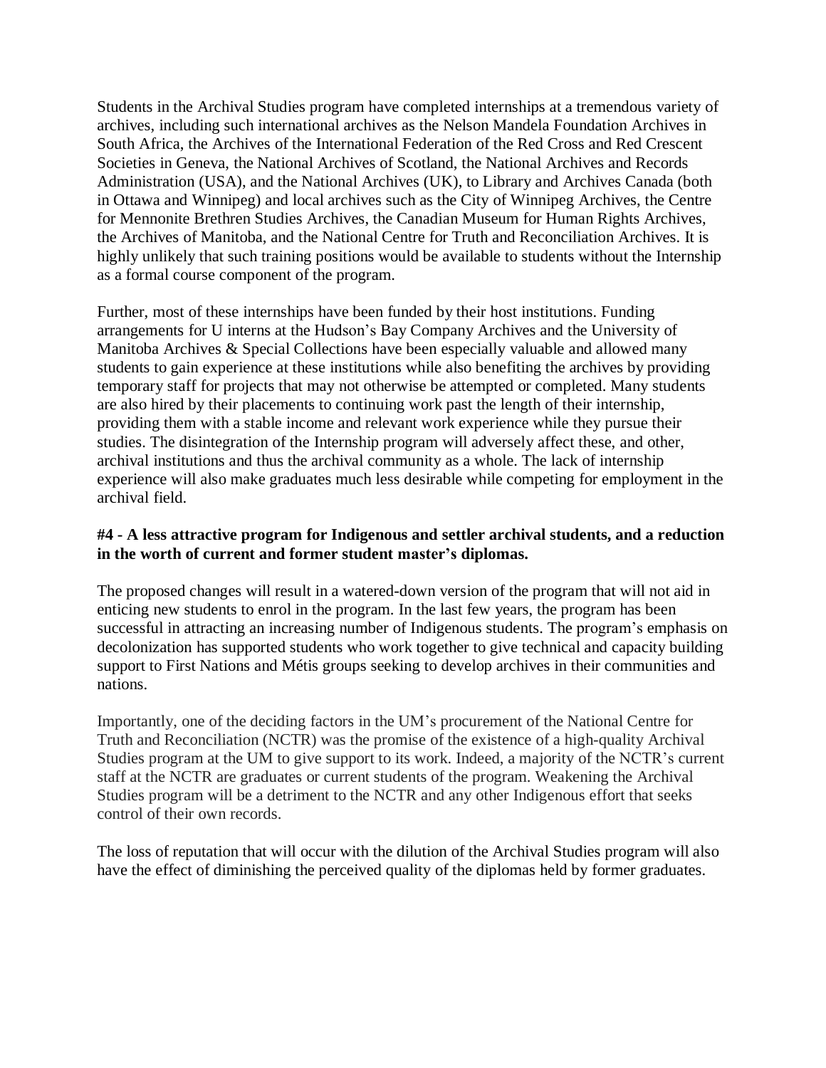Students in the Archival Studies program have completed internships at a tremendous variety of archives, including such international archives as the Nelson Mandela Foundation Archives in South Africa, the Archives of the International Federation of the Red Cross and Red Crescent Societies in Geneva, the National Archives of Scotland, the National Archives and Records Administration (USA), and the National Archives (UK), to Library and Archives Canada (both in Ottawa and Winnipeg) and local archives such as the City of Winnipeg Archives, the Centre for Mennonite Brethren Studies Archives, the Canadian Museum for Human Rights Archives, the Archives of Manitoba, and the National Centre for Truth and Reconciliation Archives. It is highly unlikely that such training positions would be available to students without the Internship as a formal course component of the program.

Further, most of these internships have been funded by their host institutions. Funding arrangements for U interns at the Hudson's Bay Company Archives and the University of Manitoba Archives & Special Collections have been especially valuable and allowed many students to gain experience at these institutions while also benefiting the archives by providing temporary staff for projects that may not otherwise be attempted or completed. Many students are also hired by their placements to continuing work past the length of their internship, providing them with a stable income and relevant work experience while they pursue their studies. The disintegration of the Internship program will adversely affect these, and other, archival institutions and thus the archival community as a whole. The lack of internship experience will also make graduates much less desirable while competing for employment in the archival field.

**#4 - A less attractive program for Indigenous and settler archival students, and a reduction in the worth of current and former student master's diplomas.**

The proposed changes will result in a watered-down version of the program that will not aid in enticing new students to enrol in the program. In the last few years, the program has been successful in attracting an increasing number of Indigenous students. The program's emphasis on decolonization has supported students who work together to give technical and capacity building support to First Nations and Métis groups seeking to develop archives in their communities and nations.

Importantly, one of the deciding factors in the UM's procurement of the National Centre for Truth and Reconciliation (NCTR) was the promise of the existence of a high-quality Archival Studies program at the UM to give support to its work. Indeed, a majority of the NCTR's current staff at the NCTR are graduates or current students of the program. Weakening the Archival Studies program will be a detriment to the NCTR and any other Indigenous effort that seeks control of their own records.

The loss of reputation that will occur with the dilution of the Archival Studies program will also have the effect of diminishing the perceived quality of the diplomas held by former graduates.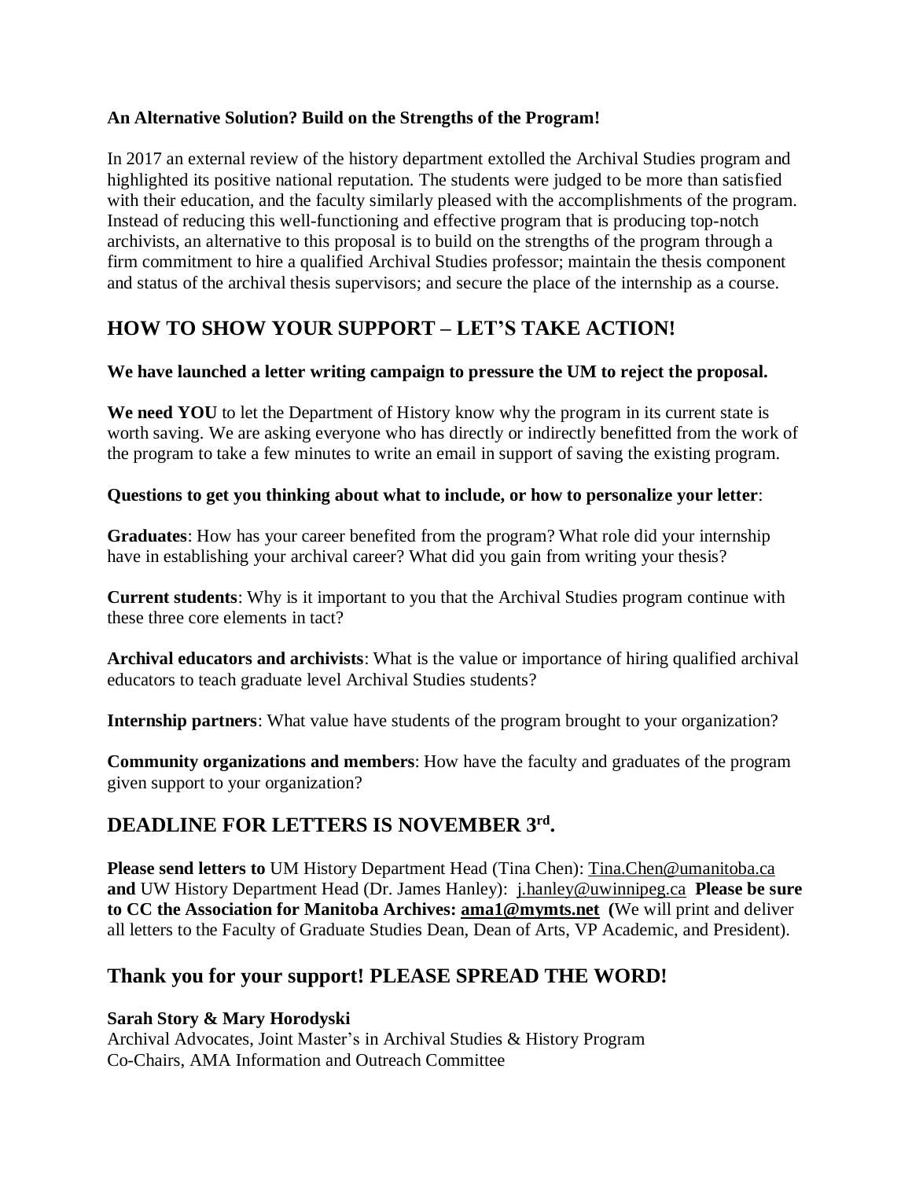**An Alternative Solution? Build on the Strengths of the Program!**

In 2017 an external review of the history department extolled the Archival Studies program and highlighted its positive national reputation. The students were judged to be more than satisfied with their education, and the faculty similarly pleased with the accomplishments of the program. Instead of reducing this well-functioning and effective program that is producing top-notch archivists, an alternative to this proposal is to build on the strengths of the program through a firm commitment to hire a qualified Archival Studies professor; maintain the thesis component and status of the archival thesis supervisors; and secure the place of the internship as a course.

## HOW TO SHOW YOUR SUPPORT – LET'S TAKE ACTION!

**We have launched a letter writing campaign to pressure the UM to reject the proposal.**

**We need YOU** to let the Department of History know why the program in its current state is worth saving. We are asking everyone who has directly or indirectly benefitted from the work of the program to take a few minutes to write an email in support of saving the existing program.

**Questions to get you thinking about what to include, or how to personalize your letter**:

**Graduates**: How has your career benefited from the program? What role did your internship have in establishing your archival career? What did you gain from writing your thesis?

**Current students**: Why is it important to you that the Archival Studies program continue with these three core elements in tact?

**Archival educators and archivists**: What is the value or importance of hiring qualified archival educators to teach graduate level Archival Studies students?

**Internship partners**: What value have students of the program brought to your organization?

**Community organizations and members**: How have the faculty and graduates of the program given support to your organization?

## DEADLINE FOR LETTERS IS NOVEMBER 3rd.

**Please send letters to** UM History Department Head (Tina Chen): Tina.Chen@umanitoba.ca **and** UW History Department Head (Dr. James Hanley): j.hanley@uwinnipeg.ca **Please be sure to CC the Association for Manitoba Archives: ama1@mymts.net** (We will print and deliver all letters to the Faculty of Graduate Studies Dean, Dean of Arts, VP Academic, and President).

## Thank you for your support! PLEASE SPREAD THE WORD!

**Sarah Story & Mary Horodyski**
Archival Advocates, Joint Master's in Archival Studies & History Program
Co-Chairs, AMA Information and Outreach Committee